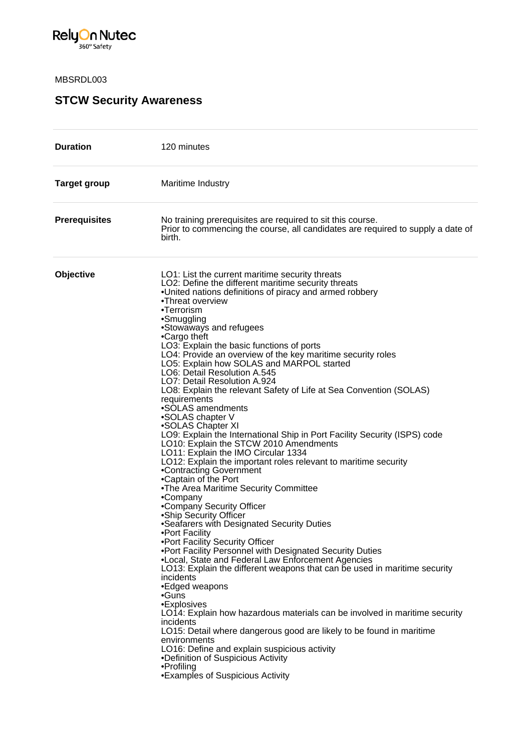MBSRDL003

# STCW Security Awareness

| | |
|---|---|
| **Duration** | 120 minutes |
| **Target group** | Maritime Industry |
| **Prerequisites** | No training prerequisites are required to sit this course.<br>Prior to commencing the course, all candidates are required to supply a date of birth. |
| **Objective** | LO1: List the current maritime security threats<br>LO2: Define the different maritime security threats<br>•United nations definitions of piracy and armed robbery<br>•Threat overview<br>•Terrorism<br>•Smuggling<br>•Stowaways and refugees<br>•Cargo theft<br>LO3: Explain the basic functions of ports<br>LO4: Provide an overview of the key maritime security roles<br>LO5: Explain how SOLAS and MARPOL started<br>LO6: Detail Resolution A.545<br>LO7: Detail Resolution A.924<br>LO8: Explain the relevant Safety of Life at Sea Convention (SOLAS) requirements<br>•SOLAS amendments<br>•SOLAS chapter V<br>•SOLAS Chapter XI<br>LO9: Explain the International Ship in Port Facility Security (ISPS) code<br>LO10: Explain the STCW 2010 Amendments<br>LO11: Explain the IMO Circular 1334<br>LO12: Explain the important roles relevant to maritime security<br>•Contracting Government<br>•Captain of the Port<br>•The Area Maritime Security Committee<br>•Company<br>•Company Security Officer<br>•Ship Security Officer<br>•Seafarers with Designated Security Duties<br>•Port Facility<br>•Port Facility Security Officer<br>•Port Facility Personnel with Designated Security Duties<br>•Local, State and Federal Law Enforcement Agencies<br>LO13: Explain the different weapons that can be used in maritime security incidents<br>•Edged weapons<br>•Guns<br>•Explosives<br>LO14: Explain how hazardous materials can be involved in maritime security incidents<br>LO15: Detail where dangerous good are likely to be found in maritime environments<br>LO16: Define and explain suspicious activity<br>•Definition of Suspicious Activity<br>•Profiling<br>•Examples of Suspicious Activity |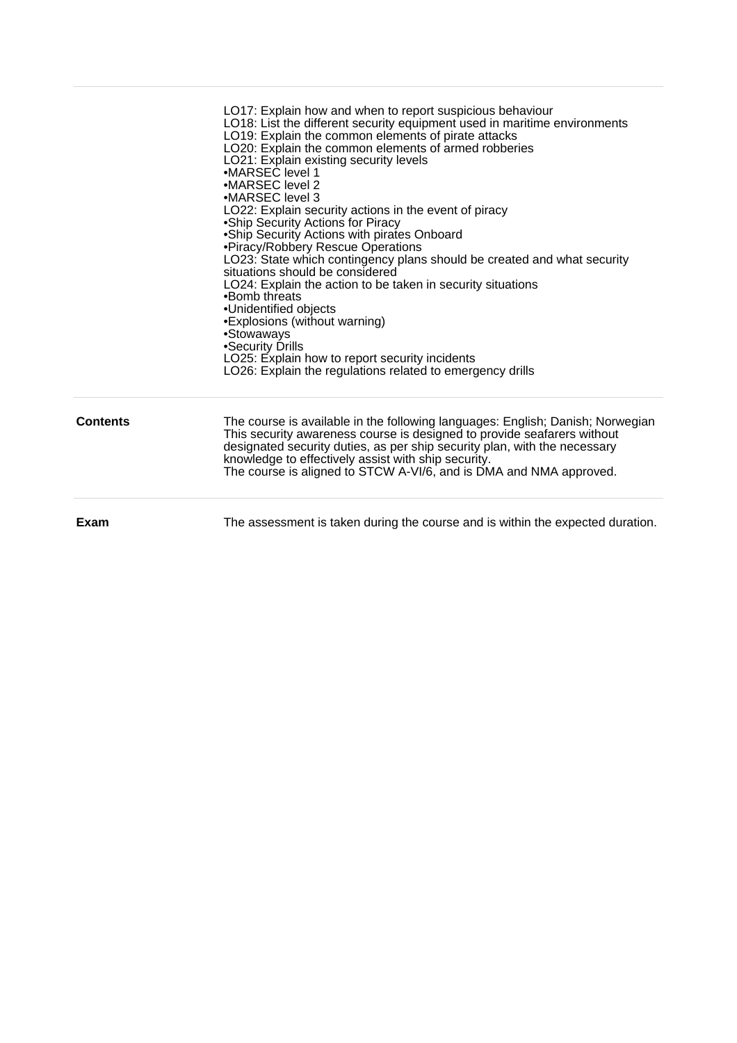| | |
|---|---|
| | LO17: Explain how and when to report suspicious behaviour<br>LO18: List the different security equipment used in maritime environments<br>LO19: Explain the common elements of pirate attacks<br>LO20: Explain the common elements of armed robberies<br>LO21: Explain existing security levels<br>•MARSEC level 1<br>•MARSEC level 2<br>•MARSEC level 3<br>LO22: Explain security actions in the event of piracy<br>•Ship Security Actions for Piracy<br>•Ship Security Actions with pirates Onboard<br>•Piracy/Robbery Rescue Operations<br>LO23: State which contingency plans should be created and what security situations should be considered<br>LO24: Explain the action to be taken in security situations<br>•Bomb threats<br>•Unidentified objects<br>•Explosions (without warning)<br>•Stowaways<br>•Security Drills<br>LO25: Explain how to report security incidents<br>LO26: Explain the regulations related to emergency drills |
| **Contents** | The course is available in the following languages: English; Danish; Norwegian<br>This security awareness course is designed to provide seafarers without designated security duties, as per ship security plan, with the necessary knowledge to effectively assist with ship security.<br>The course is aligned to STCW A-VI/6, and is DMA and NMA approved. |
| **Exam** | The assessment is taken during the course and is within the expected duration. |